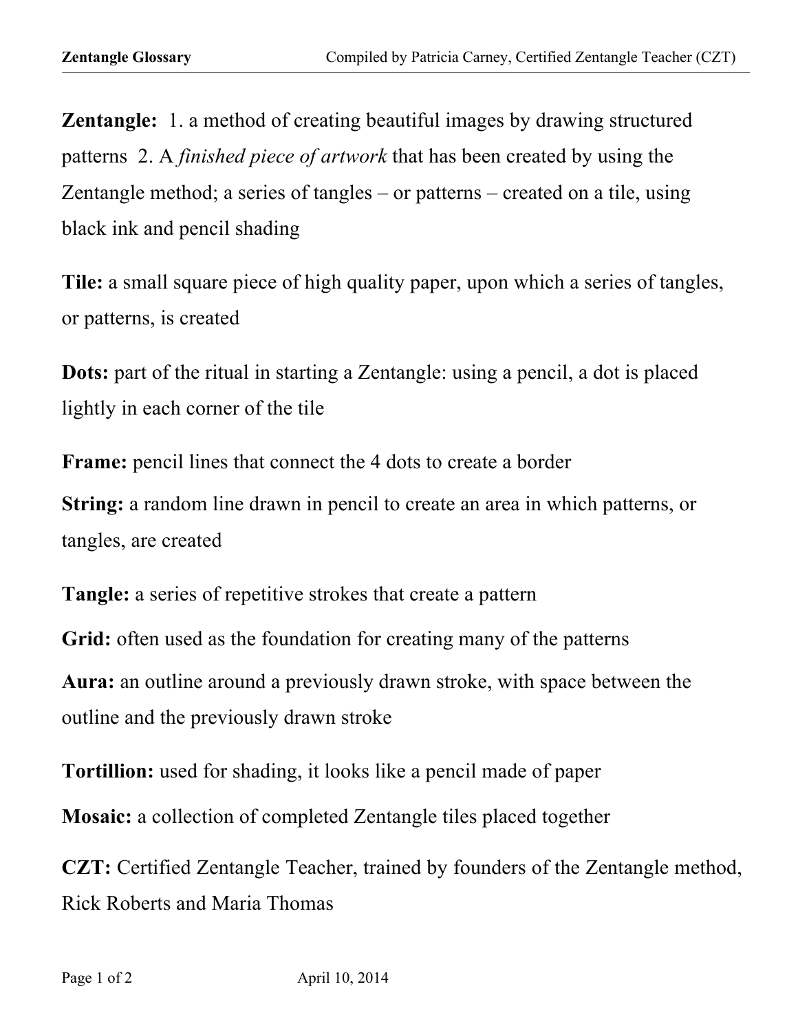**Zentangle:** 1. a method of creating beautiful images by drawing structured patterns 2. A *finished piece of artwork* that has been created by using the Zentangle method; a series of tangles – or patterns – created on a tile, using black ink and pencil shading

**Tile:** a small square piece of high quality paper, upon which a series of tangles, or patterns, is created

**Dots:** part of the ritual in starting a Zentangle: using a pencil, a dot is placed lightly in each corner of the tile

**Frame:** pencil lines that connect the 4 dots to create a border

**String:** a random line drawn in pencil to create an area in which patterns, or tangles, are created

**Tangle:** a series of repetitive strokes that create a pattern

**Grid:** often used as the foundation for creating many of the patterns

**Aura:** an outline around a previously drawn stroke, with space between the outline and the previously drawn stroke

**Tortillion:** used for shading, it looks like a pencil made of paper

**Mosaic:** a collection of completed Zentangle tiles placed together

**CZT:** Certified Zentangle Teacher, trained by founders of the Zentangle method, Rick Roberts and Maria Thomas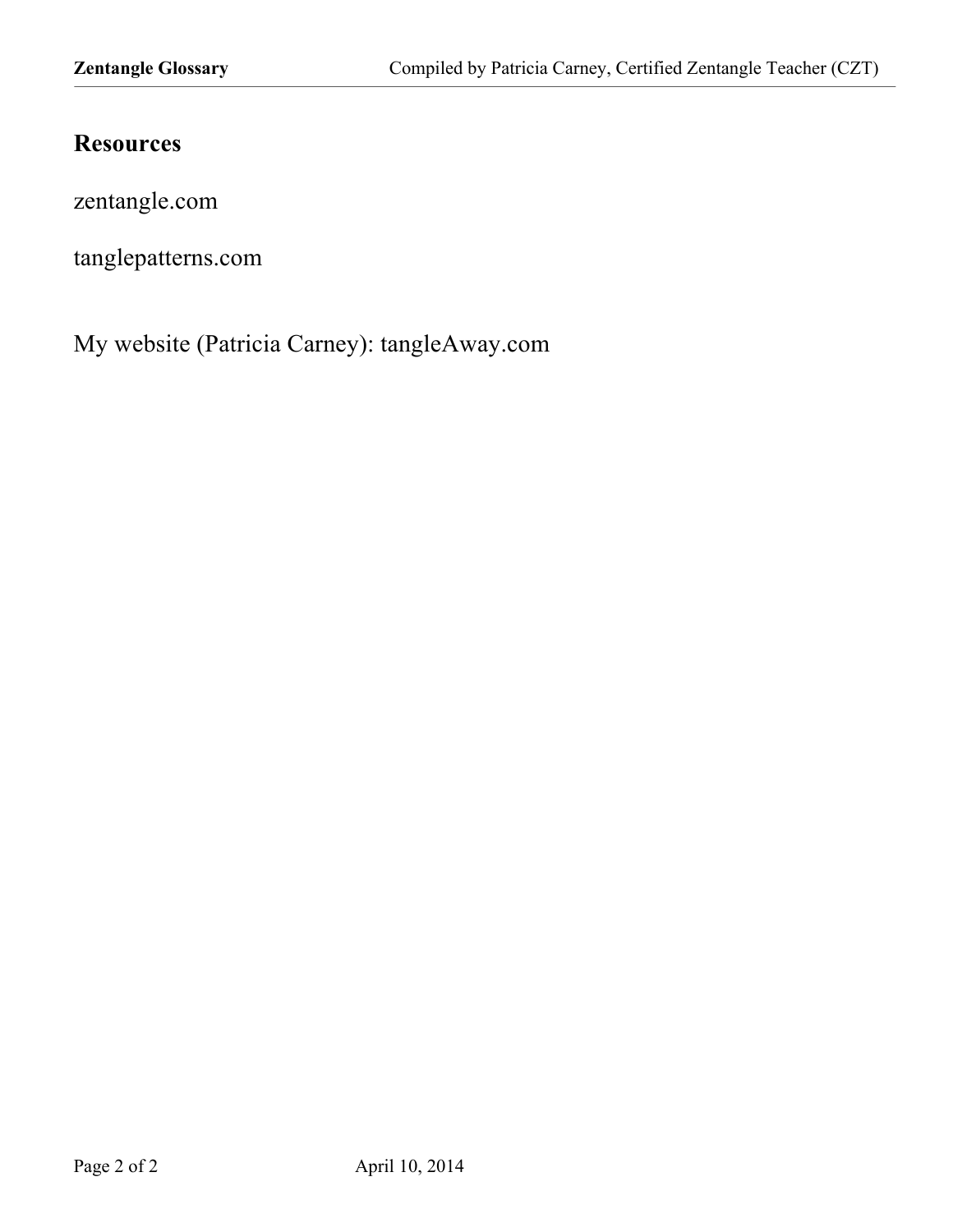## Resources

zentangle.com

tanglepatterns.com

My website (Patricia Carney): tangleAway.com